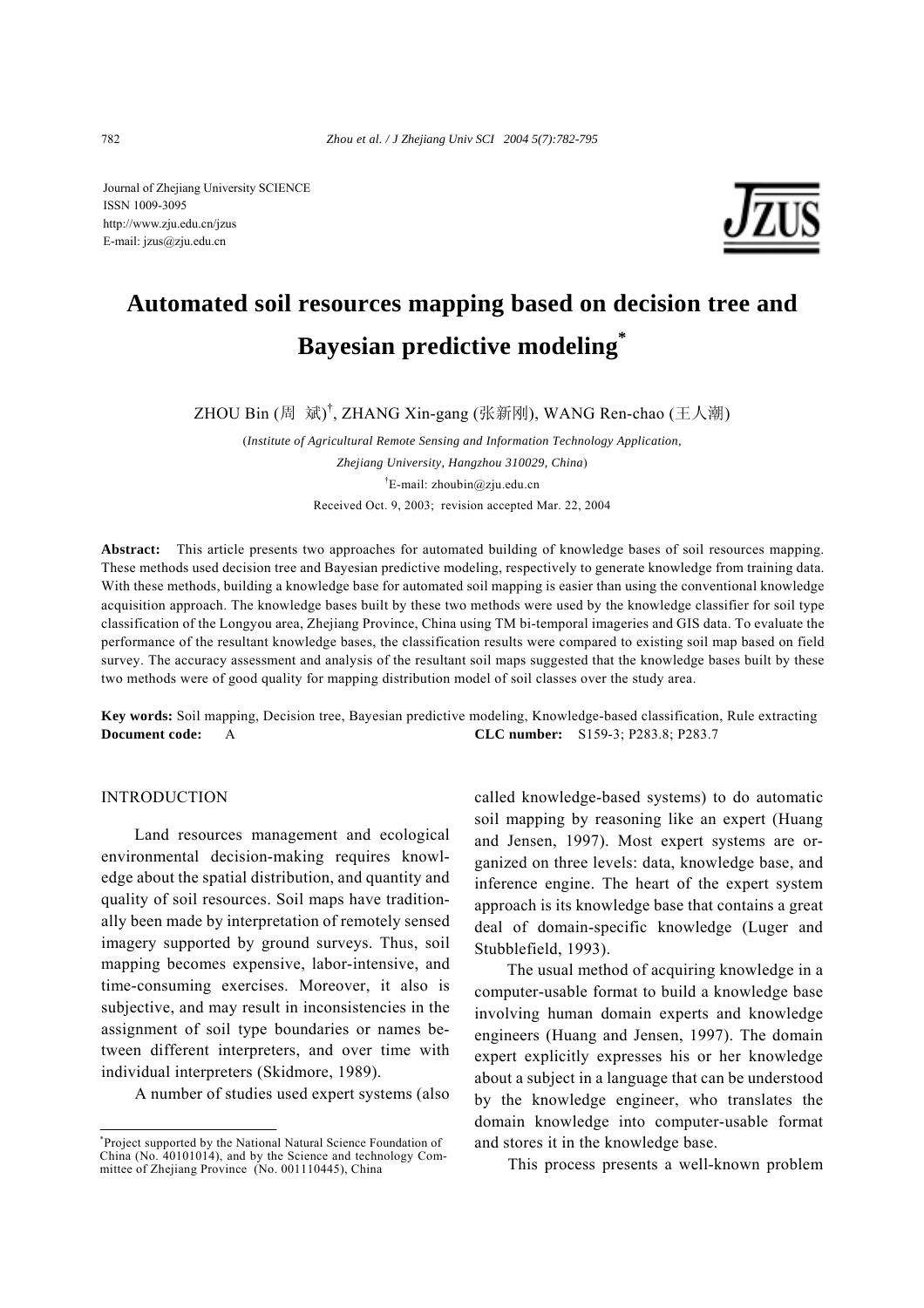Journal of Zhejiang University SCIENCE
ISSN 1009-3095
http://www.zju.edu.cn/jzus
E-mail: jzus@zju.edu.cn

# Automated soil resources mapping based on decision tree and Bayesian predictive modeling*

ZHOU Bin (周 斌)†, ZHANG Xin-gang (张新刚), WANG Ren-chao (王人潮)

(*Institute of Agricultural Remote Sensing and Information Technology Application, Zhejiang University, Hangzhou 310029, China*)

†E-mail: zhoubin@zju.edu.cn

Received Oct. 9, 2003; revision accepted Mar. 22, 2004

**Abstract:** This article presents two approaches for automated building of knowledge bases of soil resources mapping. These methods used decision tree and Bayesian predictive modeling, respectively to generate knowledge from training data. With these methods, building a knowledge base for automated soil mapping is easier than using the conventional knowledge acquisition approach. The knowledge bases built by these two methods were used by the knowledge classifier for soil type classification of the Longyou area, Zhejiang Province, China using TM bi-temporal imageries and GIS data. To evaluate the performance of the resultant knowledge bases, the classification results were compared to existing soil map based on field survey. The accuracy assessment and analysis of the resultant soil maps suggested that the knowledge bases built by these two methods were of good quality for mapping distribution model of soil classes over the study area.

**Key words:** Soil mapping, Decision tree, Bayesian predictive modeling, Knowledge-based classification, Rule extracting
**Document code:** A **CLC number:** S159-3; P283.8; P283.7

## INTRODUCTION

Land resources management and ecological environmental decision-making requires knowledge about the spatial distribution, and quantity and quality of soil resources. Soil maps have traditionally been made by interpretation of remotely sensed imagery supported by ground surveys. Thus, soil mapping becomes expensive, labor-intensive, and time-consuming exercises. Moreover, it also is subjective, and may result in inconsistencies in the assignment of soil type boundaries or names between different interpreters, and over time with individual interpreters (Skidmore, 1989).

A number of studies used expert systems (also called knowledge-based systems) to do automatic soil mapping by reasoning like an expert (Huang and Jensen, 1997). Most expert systems are organized on three levels: data, knowledge base, and inference engine. The heart of the expert system approach is its knowledge base that contains a great deal of domain-specific knowledge (Luger and Stubblefield, 1993).

The usual method of acquiring knowledge in a computer-usable format to build a knowledge base involving human domain experts and knowledge engineers (Huang and Jensen, 1997). The domain expert explicitly expresses his or her knowledge about a subject in a language that can be understood by the knowledge engineer, who translates the domain knowledge into computer-usable format and stores it in the knowledge base.

This process presents a well-known problem

---

*Project supported by the National Natural Science Foundation of China (No. 40101014), and by the Science and technology Committee of Zhejiang Province (No. 001110445), China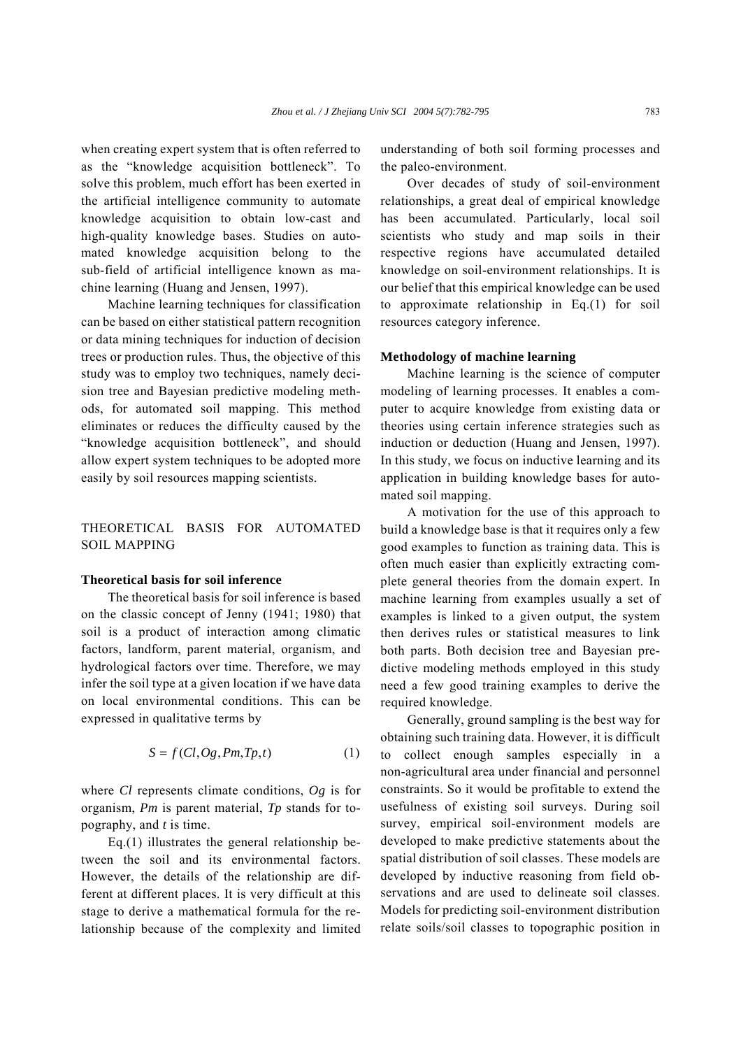when creating expert system that is often referred to as the "knowledge acquisition bottleneck". To solve this problem, much effort has been exerted in the artificial intelligence community to automate knowledge acquisition to obtain low-cast and high-quality knowledge bases. Studies on automated knowledge acquisition belong to the sub-field of artificial intelligence known as machine learning (Huang and Jensen, 1997).

Machine learning techniques for classification can be based on either statistical pattern recognition or data mining techniques for induction of decision trees or production rules. Thus, the objective of this study was to employ two techniques, namely decision tree and Bayesian predictive modeling methods, for automated soil mapping. This method eliminates or reduces the difficulty caused by the "knowledge acquisition bottleneck", and should allow expert system techniques to be adopted more easily by soil resources mapping scientists.

## THEORETICAL BASIS FOR AUTOMATED SOIL MAPPING

### Theoretical basis for soil inference

The theoretical basis for soil inference is based on the classic concept of Jenny (1941; 1980) that soil is a product of interaction among climatic factors, landform, parent material, organism, and hydrological factors over time. Therefore, we may infer the soil type at a given location if we have data on local environmental conditions. This can be expressed in qualitative terms by

$$S = f(Cl, Og, Pm, Tp, t) \tag{1}$$

where $Cl$ represents climate conditions, $Og$ is for organism, $Pm$ is parent material, $Tp$ stands for topography, and $t$ is time.

Eq.(1) illustrates the general relationship between the soil and its environmental factors. However, the details of the relationship are different at different places. It is very difficult at this stage to derive a mathematical formula for the relationship because of the complexity and limited understanding of both soil forming processes and the paleo-environment.

Over decades of study of soil-environment relationships, a great deal of empirical knowledge has been accumulated. Particularly, local soil scientists who study and map soils in their respective regions have accumulated detailed knowledge on soil-environment relationships. It is our belief that this empirical knowledge can be used to approximate relationship in Eq.(1) for soil resources category inference.

### Methodology of machine learning

Machine learning is the science of computer modeling of learning processes. It enables a computer to acquire knowledge from existing data or theories using certain inference strategies such as induction or deduction (Huang and Jensen, 1997). In this study, we focus on inductive learning and its application in building knowledge bases for automated soil mapping.

A motivation for the use of this approach to build a knowledge base is that it requires only a few good examples to function as training data. This is often much easier than explicitly extracting complete general theories from the domain expert. In machine learning from examples usually a set of examples is linked to a given output, the system then derives rules or statistical measures to link both parts. Both decision tree and Bayesian predictive modeling methods employed in this study need a few good training examples to derive the required knowledge.

Generally, ground sampling is the best way for obtaining such training data. However, it is difficult to collect enough samples especially in a non-agricultural area under financial and personnel constraints. So it would be profitable to extend the usefulness of existing soil surveys. During soil survey, empirical soil-environment models are developed to make predictive statements about the spatial distribution of soil classes. These models are developed by inductive reasoning from field observations and are used to delineate soil classes. Models for predicting soil-environment distribution relate soils/soil classes to topographic position in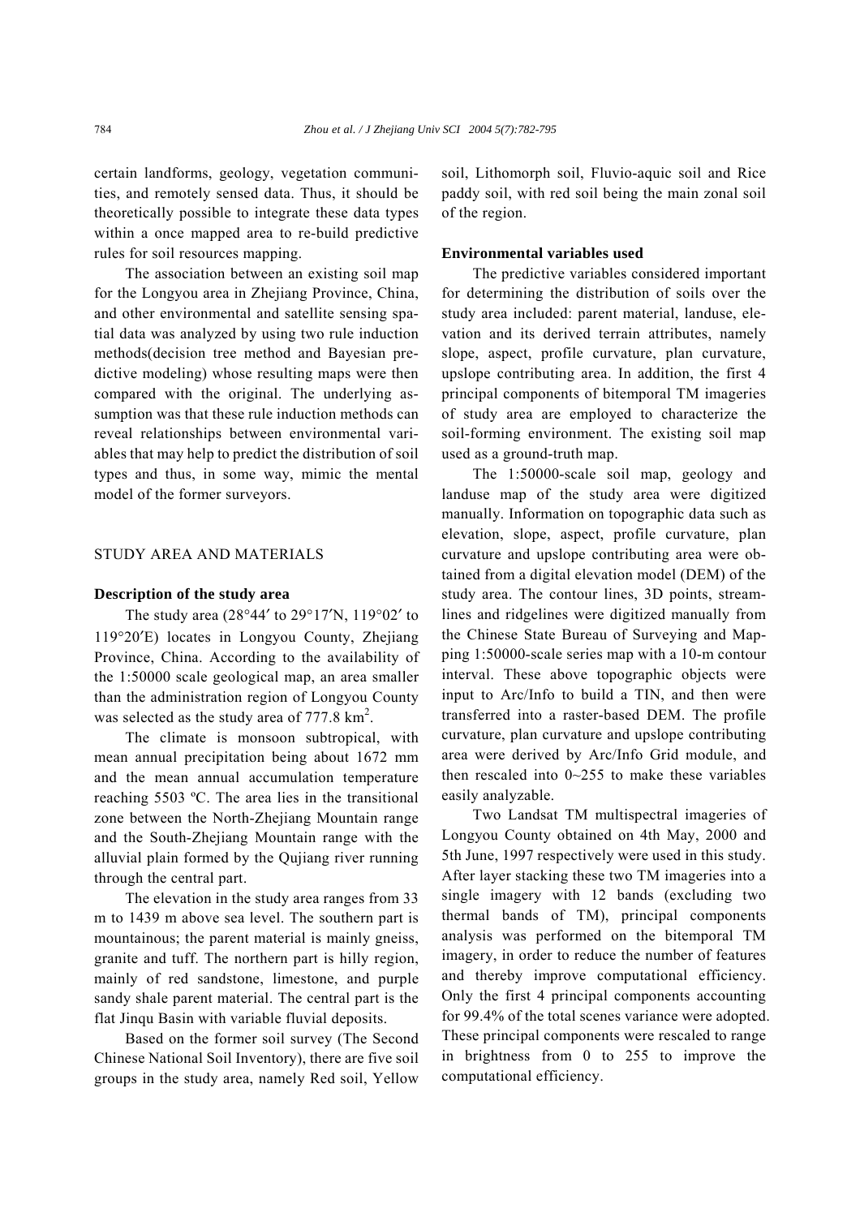certain landforms, geology, vegetation communities, and remotely sensed data. Thus, it should be theoretically possible to integrate these data types within a once mapped area to re-build predictive rules for soil resources mapping.

The association between an existing soil map for the Longyou area in Zhejiang Province, China, and other environmental and satellite sensing spatial data was analyzed by using two rule induction methods(decision tree method and Bayesian predictive modeling) whose resulting maps were then compared with the original. The underlying assumption was that these rule induction methods can reveal relationships between environmental variables that may help to predict the distribution of soil types and thus, in some way, mimic the mental model of the former surveyors.

## STUDY AREA AND MATERIALS

### Description of the study area

The study area (28°44′ to 29°17′N, 119°02′ to 119°20′E) locates in Longyou County, Zhejiang Province, China. According to the availability of the 1:50000 scale geological map, an area smaller than the administration region of Longyou County was selected as the study area of 777.8 km$^2$.

The climate is monsoon subtropical, with mean annual precipitation being about 1672 mm and the mean annual accumulation temperature reaching 5503 ºC. The area lies in the transitional zone between the North-Zhejiang Mountain range and the South-Zhejiang Mountain range with the alluvial plain formed by the Qujiang river running through the central part.

The elevation in the study area ranges from 33 m to 1439 m above sea level. The southern part is mountainous; the parent material is mainly gneiss, granite and tuff. The northern part is hilly region, mainly of red sandstone, limestone, and purple sandy shale parent material. The central part is the flat Jinqu Basin with variable fluvial deposits.

Based on the former soil survey (The Second Chinese National Soil Inventory), there are five soil groups in the study area, namely Red soil, Yellow soil, Lithomorph soil, Fluvio-aquic soil and Rice paddy soil, with red soil being the main zonal soil of the region.

### Environmental variables used

The predictive variables considered important for determining the distribution of soils over the study area included: parent material, landuse, elevation and its derived terrain attributes, namely slope, aspect, profile curvature, plan curvature, upslope contributing area. In addition, the first 4 principal components of bitemporal TM imageries of study area are employed to characterize the soil-forming environment. The existing soil map used as a ground-truth map.

The 1:50000-scale soil map, geology and landuse map of the study area were digitized manually. Information on topographic data such as elevation, slope, aspect, profile curvature, plan curvature and upslope contributing area were obtained from a digital elevation model (DEM) of the study area. The contour lines, 3D points, streamlines and ridgelines were digitized manually from the Chinese State Bureau of Surveying and Mapping 1:50000-scale series map with a 10-m contour interval. These above topographic objects were input to Arc/Info to build a TIN, and then were transferred into a raster-based DEM. The profile curvature, plan curvature and upslope contributing area were derived by Arc/Info Grid module, and then rescaled into 0~255 to make these variables easily analyzable.

Two Landsat TM multispectral imageries of Longyou County obtained on 4th May, 2000 and 5th June, 1997 respectively were used in this study. After layer stacking these two TM imageries into a single imagery with 12 bands (excluding two thermal bands of TM), principal components analysis was performed on the bitemporal TM imagery, in order to reduce the number of features and thereby improve computational efficiency. Only the first 4 principal components accounting for 99.4% of the total scenes variance were adopted. These principal components were rescaled to range in brightness from 0 to 255 to improve the computational efficiency.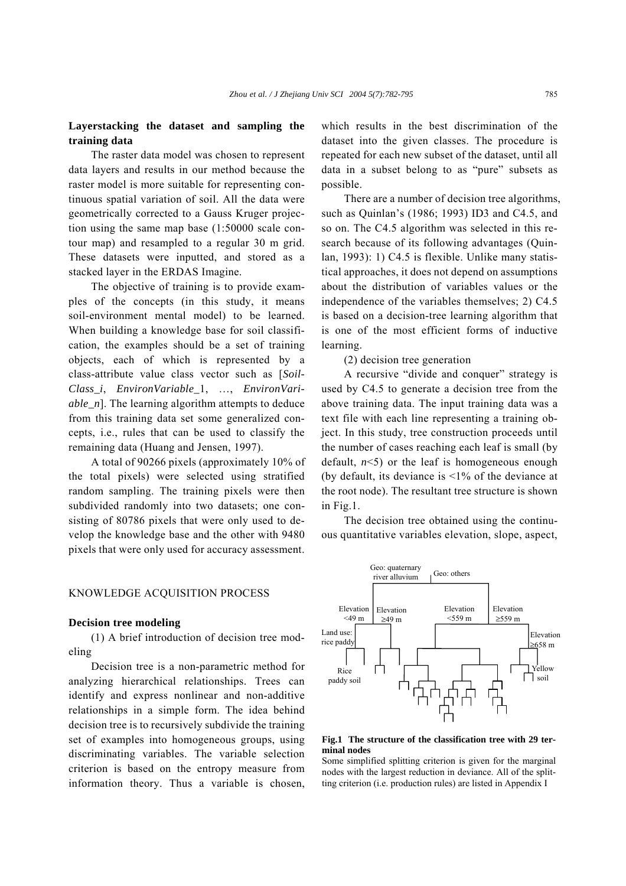**Layerstacking the dataset and sampling the training data**

The raster data model was chosen to represent data layers and results in our method because the raster model is more suitable for representing continuous spatial variation of soil. All the data were geometrically corrected to a Gauss Kruger projection using the same map base (1:50000 scale contour map) and resampled to a regular 30 m grid. These datasets were inputted, and stored as a stacked layer in the ERDAS Imagine.

The objective of training is to provide examples of the concepts (in this study, it means soil-environment mental model) to be learned. When building a knowledge base for soil classification, the examples should be a set of training objects, each of which is represented by a class-attribute value class vector such as [*Soil-Class_i*, *EnvironVariable_1*, …, *EnvironVariable_n*]. The learning algorithm attempts to deduce from this training data set some generalized concepts, i.e., rules that can be used to classify the remaining data (Huang and Jensen, 1997).

A total of 90266 pixels (approximately 10% of the total pixels) were selected using stratified random sampling. The training pixels were then subdivided randomly into two datasets; one consisting of 80786 pixels that were only used to develop the knowledge base and the other with 9480 pixels that were only used for accuracy assessment.

## KNOWLEDGE ACQUISITION PROCESS

**Decision tree modeling**

(1) A brief introduction of decision tree modeling

Decision tree is a non-parametric method for analyzing hierarchical relationships. Trees can identify and express nonlinear and non-additive relationships in a simple form. The idea behind decision tree is to recursively subdivide the training set of examples into homogeneous groups, using discriminating variables. The variable selection criterion is based on the entropy measure from information theory. Thus a variable is chosen, which results in the best discrimination of the dataset into the given classes. The procedure is repeated for each new subset of the dataset, until all data in a subset belong to as "pure" subsets as possible.

There are a number of decision tree algorithms, such as Quinlan's (1986; 1993) ID3 and C4.5, and so on. The C4.5 algorithm was selected in this research because of its following advantages (Quinlan, 1993): 1) C4.5 is flexible. Unlike many statistical approaches, it does not depend on assumptions about the distribution of variables values or the independence of the variables themselves; 2) C4.5 is based on a decision-tree learning algorithm that is one of the most efficient forms of inductive learning.

(2) decision tree generation

A recursive "divide and conquer" strategy is used by C4.5 to generate a decision tree from the above training data. The input training data was a text file with each line representing a training object. In this study, tree construction proceeds until the number of cases reaching each leaf is small (by default, $n<5$) or the leaf is homogeneous enough (by default, its deviance is <1% of the deviance at the root node). The resultant tree structure is shown in Fig.1.

The decision tree obtained using the continuous quantitative variables elevation, slope, aspect,

**Fig.1 The structure of the classification tree with 29 terminal nodes**

Some simplified splitting criterion is given for the marginal nodes with the largest reduction in deviance. All of the splitting criterion (i.e. production rules) are listed in Appendix I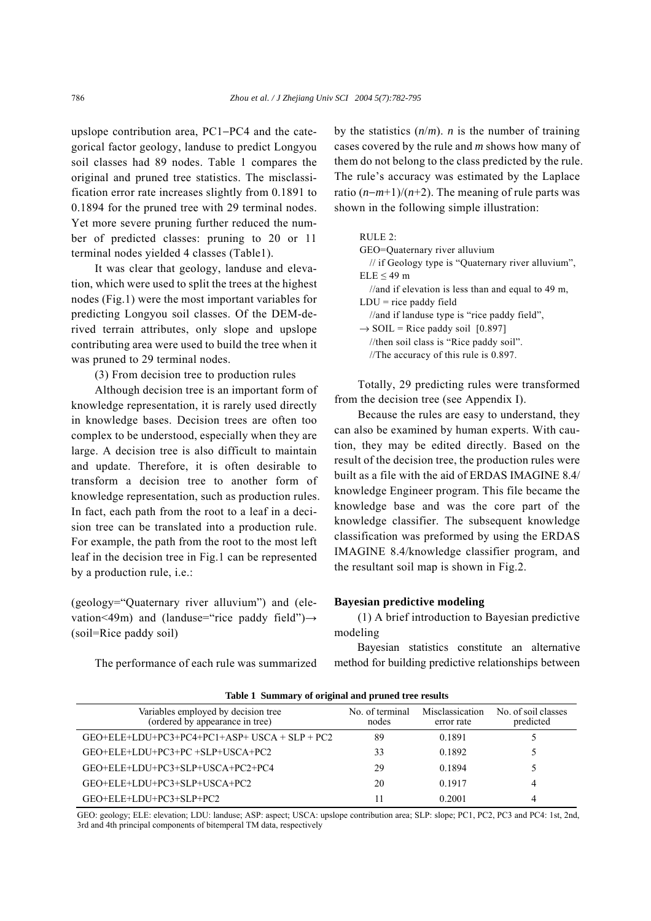upslope contribution area, PC1−PC4 and the categorical factor geology, landuse to predict Longyou soil classes had 89 nodes. Table 1 compares the original and pruned tree statistics. The misclassification error rate increases slightly from 0.1891 to 0.1894 for the pruned tree with 29 terminal nodes. Yet more severe pruning further reduced the number of predicted classes: pruning to 20 or 11 terminal nodes yielded 4 classes (Table1).

It was clear that geology, landuse and elevation, which were used to split the trees at the highest nodes (Fig.1) were the most important variables for predicting Longyou soil classes. Of the DEM-derived terrain attributes, only slope and upslope contributing area were used to build the tree when it was pruned to 29 terminal nodes.

(3) From decision tree to production rules

Although decision tree is an important form of knowledge representation, it is rarely used directly in knowledge bases. Decision trees are often too complex to be understood, especially when they are large. A decision tree is also difficult to maintain and update. Therefore, it is often desirable to transform a decision tree to another form of knowledge representation, such as production rules. In fact, each path from the root to a leaf in a decision tree can be translated into a production rule. For example, the path from the root to the most left leaf in the decision tree in Fig.1 can be represented by a production rule, i.e.:

(geology="Quaternary river alluvium") and (elevation<49m) and (landuse="rice paddy field")→(soil=Rice paddy soil)

The performance of each rule was summarized by the statistics ($n/m$). $n$ is the number of training cases covered by the rule and $m$ shows how many of them do not belong to the class predicted by the rule. The rule's accuracy was estimated by the Laplace ratio $(n-m+1)/(n+2)$. The meaning of rule parts was shown in the following simple illustration:

```
RULE 2:
GEO=Quaternary river alluvium
   // if Geology type is "Quaternary river alluvium",
ELE ≤ 49 m
   //and if elevation is less than and equal to 49 m,
LDU = rice paddy field
   //and if landuse type is "rice paddy field",
→ SOIL = Rice paddy soil  [0.897]
   //then soil class is "Rice paddy soil".
   //The accuracy of this rule is 0.897.
```

Totally, 29 predicting rules were transformed from the decision tree (see Appendix I).

Because the rules are easy to understand, they can also be examined by human experts. With caution, they may be edited directly. Based on the result of the decision tree, the production rules were built as a file with the aid of ERDAS IMAGINE 8.4/ knowledge Engineer program. This file became the knowledge base and was the core part of the knowledge classifier. The subsequent knowledge classification was preformed by using the ERDAS IMAGINE 8.4/knowledge classifier program, and the resultant soil map is shown in Fig.2.

## Bayesian predictive modeling

(1) A brief introduction to Bayesian predictive modeling

Bayesian statistics constitute an alternative method for building predictive relationships between

**Table 1 Summary of original and pruned tree results**

| Variables employed by decision tree (ordered by appearance in tree) | No. of terminal nodes | Misclassication error rate | No. of soil classes predicted |
|---|---|---|---|
| GEO+ELE+LDU+PC3+PC4+PC1+ASP+ USCA + SLP + PC2 | 89 | 0.1891 | 5 |
| GEO+ELE+LDU+PC3+PC +SLP+USCA+PC2 | 33 | 0.1892 | 5 |
| GEO+ELE+LDU+PC3+SLP+USCA+PC2+PC4 | 29 | 0.1894 | 5 |
| GEO+ELE+LDU+PC3+SLP+USCA+PC2 | 20 | 0.1917 | 4 |
| GEO+ELE+LDU+PC3+SLP+PC2 | 11 | 0.2001 | 4 |

GEO: geology; ELE: elevation; LDU: landuse; ASP: aspect; USCA: upslope contribution area; SLP: slope; PC1, PC2, PC3 and PC4: 1st, 2nd, 3rd and 4th principal components of bitemperal TM data, respectively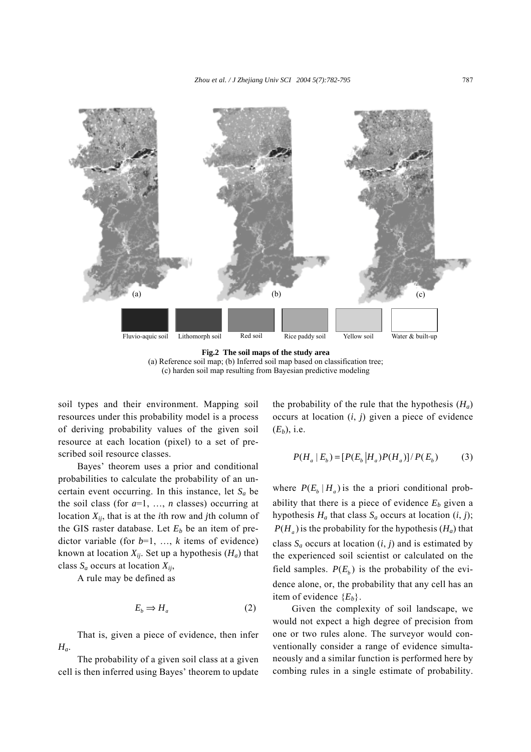Fluvio-aquic soil | Lithomorph soil | Red soil | Rice paddy soil | Yellow soil | Water & built-up

**Fig.2 The soil maps of the study area**
(a) Reference soil map; (b) Inferred soil map based on classification tree; (c) harden soil map resulting from Bayesian predictive modeling

soil types and their environment. Mapping soil resources under this probability model is a process of deriving probability values of the given soil resource at each location (pixel) to a set of prescribed soil resource classes.

Bayes' theorem uses a prior and conditional probabilities to calculate the probability of an uncertain event occurring. In this instance, let $S_a$ be the soil class (for $a$=1, …, $n$ classes) occurring at location $X_{ij}$, that is at the $i$th row and $j$th column of the GIS raster database. Let $E_b$ be an item of predictor variable (for $b$=1, …, $k$ items of evidence) known at location $X_{ij}$. Set up a hypothesis ($H_a$) that class $S_a$ occurs at location $X_{ij}$,

A rule may be defined as

$$E_b \Rightarrow H_a \tag{2}$$

That is, given a piece of evidence, then infer $H_a$.

The probability of a given soil class at a given cell is then inferred using Bayes' theorem to update the probability of the rule that the hypothesis ($H_a$) occurs at location ($i$, $j$) given a piece of evidence ($E_b$), i.e.

$$P(H_a \mid E_b) = [P(E_b \mid H_a)P(H_a)] / P(E_b) \tag{3}$$

where $P(E_b \mid H_a)$ is the a priori conditional probability that there is a piece of evidence $E_b$ given a hypothesis $H_a$ that class $S_a$ occurs at location ($i$, $j$); $P(H_a)$ is the probability for the hypothesis ($H_a$) that class $S_a$ occurs at location ($i$, $j$) and is estimated by the experienced soil scientist or calculated on the field samples. $P(E_b)$ is the probability of the evidence alone, or, the probability that any cell has an item of evidence $\{E_b\}$.

Given the complexity of soil landscape, we would not expect a high degree of precision from one or two rules alone. The surveyor would conventionally consider a range of evidence simultaneously and a similar function is performed here by combing rules in a single estimate of probability.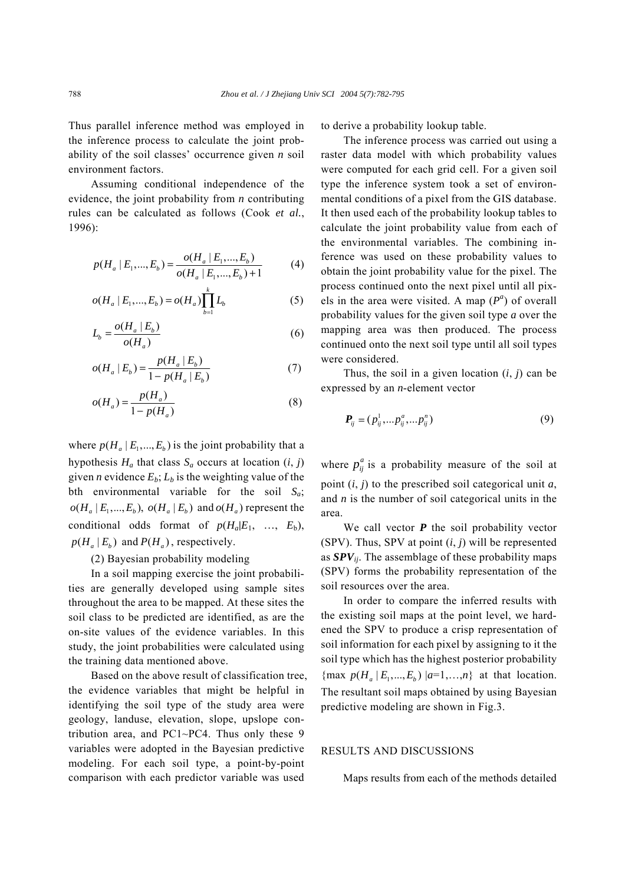Thus parallel inference method was employed in the inference process to calculate the joint probability of the soil classes' occurrence given *n* soil environment factors.

Assuming conditional independence of the evidence, the joint probability from *n* contributing rules can be calculated as follows (Cook *et al.*, 1996):

$$p(H_a \mid E_1,...,E_b) = \frac{o(H_a \mid E_1,...,E_b)}{o(H_a \mid E_1,...,E_b)+1} \tag{4}$$

$$o(H_a \mid E_1,...,E_b) = o(H_a)\prod_{b=1}^{k} L_b \tag{5}$$

$$L_b = \frac{o(H_a \mid E_b)}{o(H_a)} \tag{6}$$

$$o(H_a \mid E_b) = \frac{p(H_a \mid E_b)}{1 - p(H_a \mid E_b)} \tag{7}$$

$$o(H_a) = \frac{p(H_a)}{1 - p(H_a)} \tag{8}$$

where $p(H_a \mid E_1,...,E_b)$ is the joint probability that a hypothesis $H_a$ that class $S_a$ occurs at location ($i$, $j$) given *n* evidence $E_b$; $L_b$ is the weighting value of the bth environmental variable for the soil $S_a$; $o(H_a \mid E_1,...,E_b)$, $o(H_a \mid E_b)$ and $o(H_a)$ represent the conditional odds format of $p(H_a|E_1, \ldots, E_b)$, $p(H_a \mid E_b)$ and $P(H_a)$, respectively.

(2) Bayesian probability modeling

In a soil mapping exercise the joint probabilities are generally developed using sample sites throughout the area to be mapped. At these sites the soil class to be predicted are identified, as are the on-site values of the evidence variables. In this study, the joint probabilities were calculated using the training data mentioned above.

Based on the above result of classification tree, the evidence variables that might be helpful in identifying the soil type of the study area were geology, landuse, elevation, slope, upslope contribution area, and PC1~PC4. Thus only these 9 variables were adopted in the Bayesian predictive modeling. For each soil type, a point-by-point comparison with each predictor variable was used to derive a probability lookup table.

The inference process was carried out using a raster data model with which probability values were computed for each grid cell. For a given soil type the inference system took a set of environmental conditions of a pixel from the GIS database. It then used each of the probability lookup tables to calculate the joint probability value from each of the environmental variables. The combining inference was used on these probability values to obtain the joint probability value for the pixel. The process continued onto the next pixel until all pixels in the area were visited. A map ($P^a$) of overall probability values for the given soil type *a* over the mapping area was then produced. The process continued onto the next soil type until all soil types were considered.

Thus, the soil in a given location ($i$, $j$) can be expressed by an *n*-element vector

$$\boldsymbol{P}_{ij} = (p_{ij}^1,...p_{ij}^a,...p_{ij}^n) \tag{9}$$

where $p_{ij}^a$ is a probability measure of the soil at point ($i$, $j$) to the prescribed soil categorical unit *a*, and *n* is the number of soil categorical units in the area.

We call vector $\boldsymbol{P}$ the soil probability vector (SPV). Thus, SPV at point ($i$, $j$) will be represented as $\boldsymbol{SPV}_{ij}$. The assemblage of these probability maps (SPV) forms the probability representation of the soil resources over the area.

In order to compare the inferred results with the existing soil maps at the point level, we hardened the SPV to produce a crisp representation of soil information for each pixel by assigning to it the soil type which has the highest posterior probability $\{\max\ p(H_a \mid E_1,...,E_b)\ |a=1,\ldots,n\}$ at that location. The resultant soil maps obtained by using Bayesian predictive modeling are shown in Fig.3.

## RESULTS AND DISCUSSIONS

Maps results from each of the methods detailed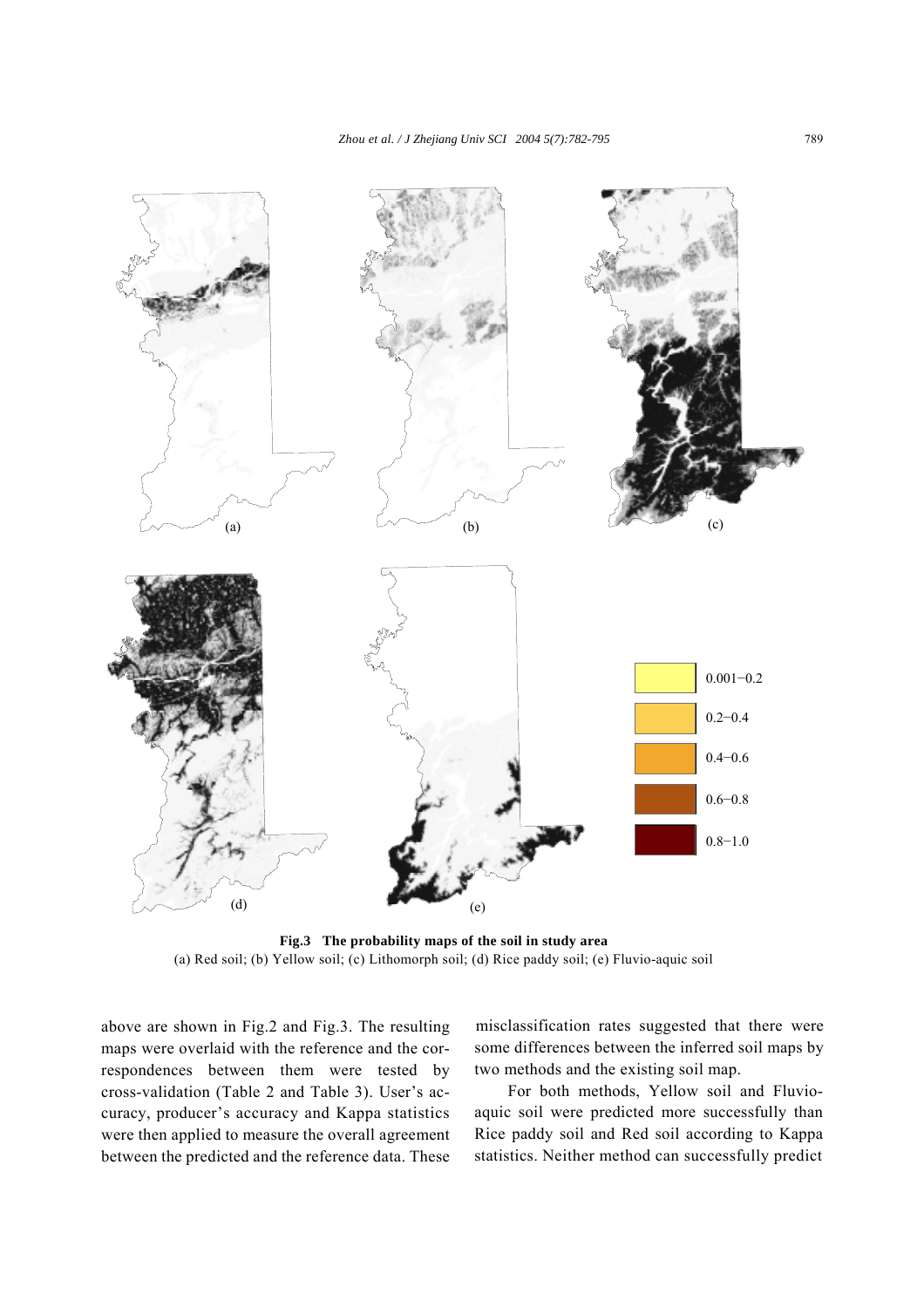Fig.3 The probability maps of the soil in study area
(a) Red soil; (b) Yellow soil; (c) Lithomorph soil; (d) Rice paddy soil; (e) Fluvio-aquic soil

above are shown in Fig.2 and Fig.3. The resulting maps were overlaid with the reference and the correspondences between them were tested by cross-validation (Table 2 and Table 3). User's accuracy, producer's accuracy and Kappa statistics were then applied to measure the overall agreement between the predicted and the reference data. These misclassification rates suggested that there were some differences between the inferred soil maps by two methods and the existing soil map.

For both methods, Yellow soil and Fluvio-aquic soil were predicted more successfully than Rice paddy soil and Red soil according to Kappa statistics. Neither method can successfully predict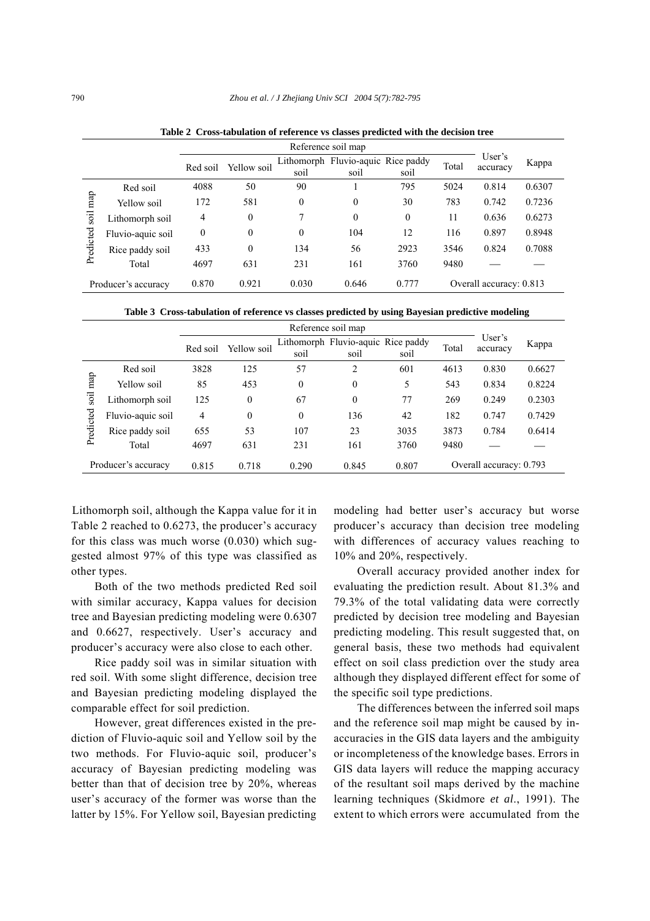**Table 2 Cross-tabulation of reference vs classes predicted with the decision tree**

| | | Reference soil map | | | | | | | |
|---|---|---|---|---|---|---|---|---|---|
| | | Red soil | Yellow soil | Lithomorph soil | Fluvio-aquic soil | Rice paddy soil | Total | User's accuracy | Kappa |
| Predicted soil map | Red soil | 4088 | 50 | 90 | 1 | 795 | 5024 | 0.814 | 0.6307 |
| | Yellow soil | 172 | 581 | 0 | 0 | 30 | 783 | 0.742 | 0.7236 |
| | Lithomorph soil | 4 | 0 | 7 | 0 | 0 | 11 | 0.636 | 0.6273 |
| | Fluvio-aquic soil | 0 | 0 | 0 | 104 | 12 | 116 | 0.897 | 0.8948 |
| | Rice paddy soil | 433 | 0 | 134 | 56 | 2923 | 3546 | 0.824 | 0.7088 |
| | Total | 4697 | 631 | 231 | 161 | 3760 | 9480 | — | — |
| Producer's accuracy | | 0.870 | 0.921 | 0.030 | 0.646 | 0.777 | Overall accuracy: 0.813 | | |

**Table 3 Cross-tabulation of reference vs classes predicted by using Bayesian predictive modeling**

| | | Reference soil map | | | | | | | |
|---|---|---|---|---|---|---|---|---|---|
| | | Red soil | Yellow soil | Lithomorph soil | Fluvio-aquic soil | Rice paddy soil | Total | User's accuracy | Kappa |
| Predicted soil map | Red soil | 3828 | 125 | 57 | 2 | 601 | 4613 | 0.830 | 0.6627 |
| | Yellow soil | 85 | 453 | 0 | 0 | 5 | 543 | 0.834 | 0.8224 |
| | Lithomorph soil | 125 | 0 | 67 | 0 | 77 | 269 | 0.249 | 0.2303 |
| | Fluvio-aquic soil | 4 | 0 | 0 | 136 | 42 | 182 | 0.747 | 0.7429 |
| | Rice paddy soil | 655 | 53 | 107 | 23 | 3035 | 3873 | 0.784 | 0.6414 |
| | Total | 4697 | 631 | 231 | 161 | 3760 | 9480 | — | — |
| Producer's accuracy | | 0.815 | 0.718 | 0.290 | 0.845 | 0.807 | Overall accuracy: 0.793 | | |

Lithomorph soil, although the Kappa value for it in Table 2 reached to 0.6273, the producer's accuracy for this class was much worse (0.030) which suggested almost 97% of this type was classified as other types.

Both of the two methods predicted Red soil with similar accuracy, Kappa values for decision tree and Bayesian predicting modeling were 0.6307 and 0.6627, respectively. User's accuracy and producer's accuracy were also close to each other.

Rice paddy soil was in similar situation with red soil. With some slight difference, decision tree and Bayesian predicting modeling displayed the comparable effect for soil prediction.

However, great differences existed in the prediction of Fluvio-aquic soil and Yellow soil by the two methods. For Fluvio-aquic soil, producer's accuracy of Bayesian predicting modeling was better than that of decision tree by 20%, whereas user's accuracy of the former was worse than the latter by 15%. For Yellow soil, Bayesian predicting modeling had better user's accuracy but worse producer's accuracy than decision tree modeling with differences of accuracy values reaching to 10% and 20%, respectively.

Overall accuracy provided another index for evaluating the prediction result. About 81.3% and 79.3% of the total validating data were correctly predicted by decision tree modeling and Bayesian predicting modeling. This result suggested that, on general basis, these two methods had equivalent effect on soil class prediction over the study area although they displayed different effect for some of the specific soil type predictions.

The differences between the inferred soil maps and the reference soil map might be caused by inaccuracies in the GIS data layers and the ambiguity or incompleteness of the knowledge bases. Errors in GIS data layers will reduce the mapping accuracy of the resultant soil maps derived by the machine learning techniques (Skidmore *et al*., 1991). The extent to which errors were accumulated from the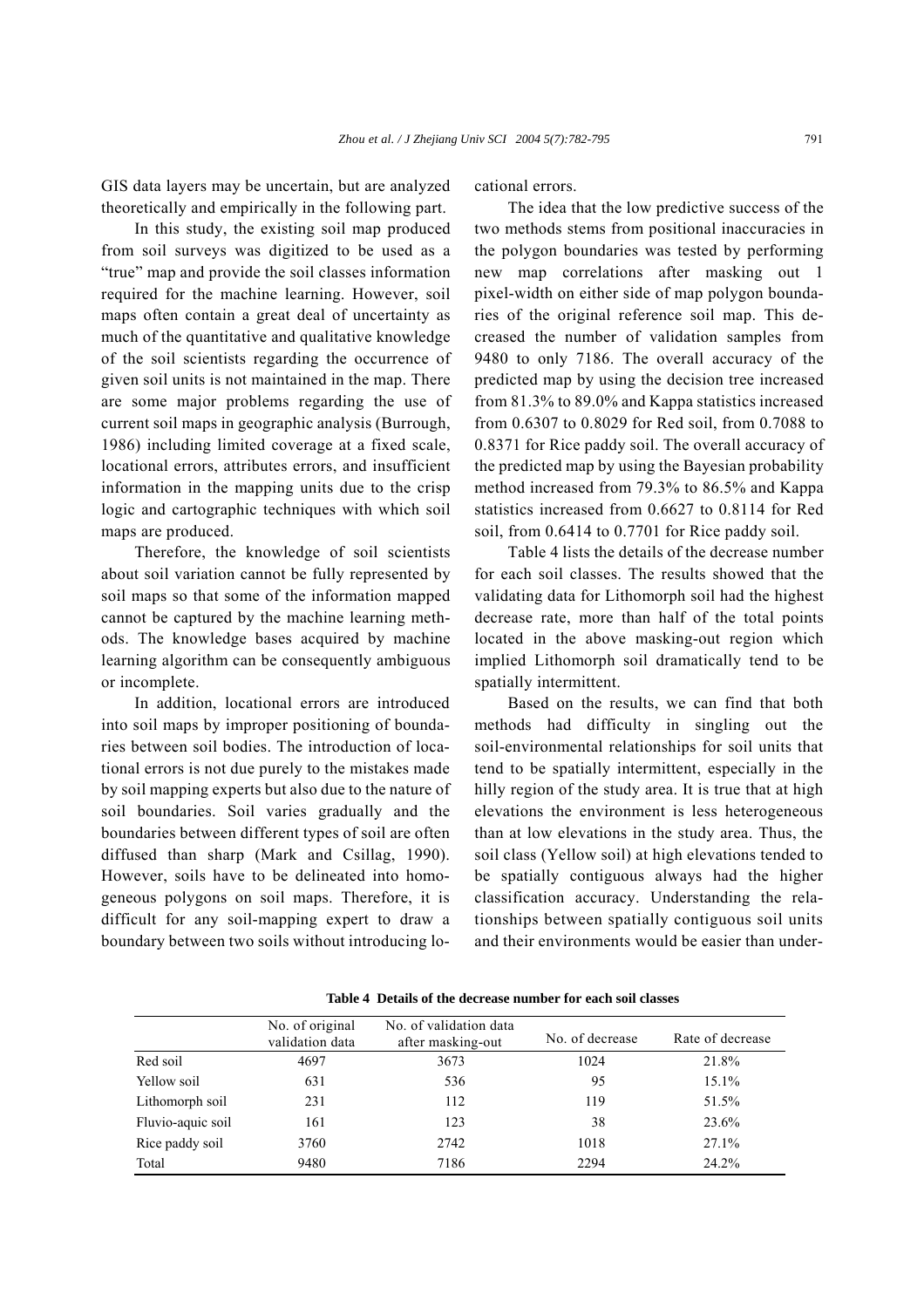GIS data layers may be uncertain, but are analyzed theoretically and empirically in the following part.

In this study, the existing soil map produced from soil surveys was digitized to be used as a "true" map and provide the soil classes information required for the machine learning. However, soil maps often contain a great deal of uncertainty as much of the quantitative and qualitative knowledge of the soil scientists regarding the occurrence of given soil units is not maintained in the map. There are some major problems regarding the use of current soil maps in geographic analysis (Burrough, 1986) including limited coverage at a fixed scale, locational errors, attributes errors, and insufficient information in the mapping units due to the crisp logic and cartographic techniques with which soil maps are produced.

Therefore, the knowledge of soil scientists about soil variation cannot be fully represented by soil maps so that some of the information mapped cannot be captured by the machine learning methods. The knowledge bases acquired by machine learning algorithm can be consequently ambiguous or incomplete.

In addition, locational errors are introduced into soil maps by improper positioning of boundaries between soil bodies. The introduction of locational errors is not due purely to the mistakes made by soil mapping experts but also due to the nature of soil boundaries. Soil varies gradually and the boundaries between different types of soil are often diffused than sharp (Mark and Csillag, 1990). However, soils have to be delineated into homogeneous polygons on soil maps. Therefore, it is difficult for any soil-mapping expert to draw a boundary between two soils without introducing locational errors.

The idea that the low predictive success of the two methods stems from positional inaccuracies in the polygon boundaries was tested by performing new map correlations after masking out 1 pixel-width on either side of map polygon boundaries of the original reference soil map. This decreased the number of validation samples from 9480 to only 7186. The overall accuracy of the predicted map by using the decision tree increased from 81.3% to 89.0% and Kappa statistics increased from 0.6307 to 0.8029 for Red soil, from 0.7088 to 0.8371 for Rice paddy soil. The overall accuracy of the predicted map by using the Bayesian probability method increased from 79.3% to 86.5% and Kappa statistics increased from 0.6627 to 0.8114 for Red soil, from 0.6414 to 0.7701 for Rice paddy soil.

Table 4 lists the details of the decrease number for each soil classes. The results showed that the validating data for Lithomorph soil had the highest decrease rate, more than half of the total points located in the above masking-out region which implied Lithomorph soil dramatically tend to be spatially intermittent.

Based on the results, we can find that both methods had difficulty in singling out the soil-environmental relationships for soil units that tend to be spatially intermittent, especially in the hilly region of the study area. It is true that at high elevations the environment is less heterogeneous than at low elevations in the study area. Thus, the soil class (Yellow soil) at high elevations tended to be spatially contiguous always had the higher classification accuracy. Understanding the relationships between spatially contiguous soil units and their environments would be easier than under-

**Table 4 Details of the decrease number for each soil classes**

| | No. of original validation data | No. of validation data after masking-out | No. of decrease | Rate of decrease |
|---|---|---|---|---|
| Red soil | 4697 | 3673 | 1024 | 21.8% |
| Yellow soil | 631 | 536 | 95 | 15.1% |
| Lithomorph soil | 231 | 112 | 119 | 51.5% |
| Fluvio-aquic soil | 161 | 123 | 38 | 23.6% |
| Rice paddy soil | 3760 | 2742 | 1018 | 27.1% |
| Total | 9480 | 7186 | 2294 | 24.2% |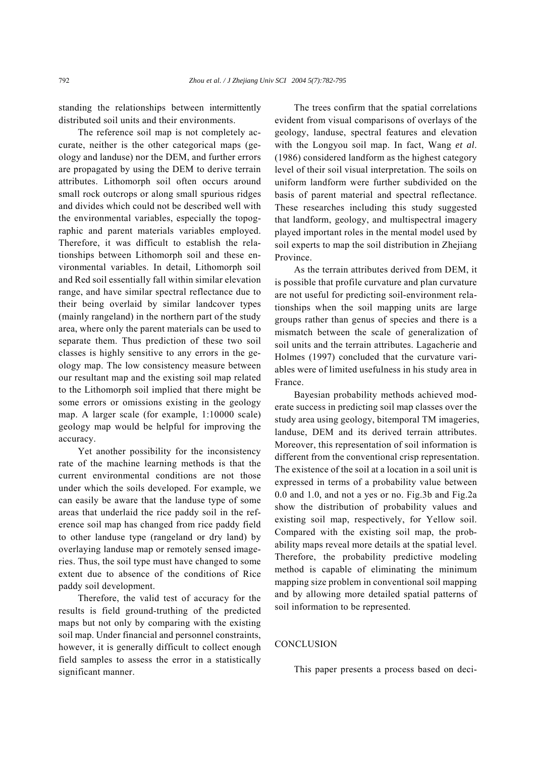standing the relationships between intermittently distributed soil units and their environments.

The reference soil map is not completely accurate, neither is the other categorical maps (geology and landuse) nor the DEM, and further errors are propagated by using the DEM to derive terrain attributes. Lithomorph soil often occurs around small rock outcrops or along small spurious ridges and divides which could not be described well with the environmental variables, especially the topographic and parent materials variables employed. Therefore, it was difficult to establish the relationships between Lithomorph soil and these environmental variables. In detail, Lithomorph soil and Red soil essentially fall within similar elevation range, and have similar spectral reflectance due to their being overlaid by similar landcover types (mainly rangeland) in the northern part of the study area, where only the parent materials can be used to separate them. Thus prediction of these two soil classes is highly sensitive to any errors in the geology map. The low consistency measure between our resultant map and the existing soil map related to the Lithomorph soil implied that there might be some errors or omissions existing in the geology map. A larger scale (for example, 1:10000 scale) geology map would be helpful for improving the accuracy.

Yet another possibility for the inconsistency rate of the machine learning methods is that the current environmental conditions are not those under which the soils developed. For example, we can easily be aware that the landuse type of some areas that underlaid the rice paddy soil in the reference soil map has changed from rice paddy field to other landuse type (rangeland or dry land) by overlaying landuse map or remotely sensed imageries. Thus, the soil type must have changed to some extent due to absence of the conditions of Rice paddy soil development.

Therefore, the valid test of accuracy for the results is field ground-truthing of the predicted maps but not only by comparing with the existing soil map. Under financial and personnel constraints, however, it is generally difficult to collect enough field samples to assess the error in a statistically significant manner.

The trees confirm that the spatial correlations evident from visual comparisons of overlays of the geology, landuse, spectral features and elevation with the Longyou soil map. In fact, Wang *et al*. (1986) considered landform as the highest category level of their soil visual interpretation. The soils on uniform landform were further subdivided on the basis of parent material and spectral reflectance. These researches including this study suggested that landform, geology, and multispectral imagery played important roles in the mental model used by soil experts to map the soil distribution in Zhejiang Province.

As the terrain attributes derived from DEM, it is possible that profile curvature and plan curvature are not useful for predicting soil-environment relationships when the soil mapping units are large groups rather than genus of species and there is a mismatch between the scale of generalization of soil units and the terrain attributes. Lagacherie and Holmes (1997) concluded that the curvature variables were of limited usefulness in his study area in France.

Bayesian probability methods achieved moderate success in predicting soil map classes over the study area using geology, bitemporal TM imageries, landuse, DEM and its derived terrain attributes. Moreover, this representation of soil information is different from the conventional crisp representation. The existence of the soil at a location in a soil unit is expressed in terms of a probability value between 0.0 and 1.0, and not a yes or no. Fig.3b and Fig.2a show the distribution of probability values and existing soil map, respectively, for Yellow soil. Compared with the existing soil map, the probability maps reveal more details at the spatial level. Therefore, the probability predictive modeling method is capable of eliminating the minimum mapping size problem in conventional soil mapping and by allowing more detailed spatial patterns of soil information to be represented.

## CONCLUSION

This paper presents a process based on deci-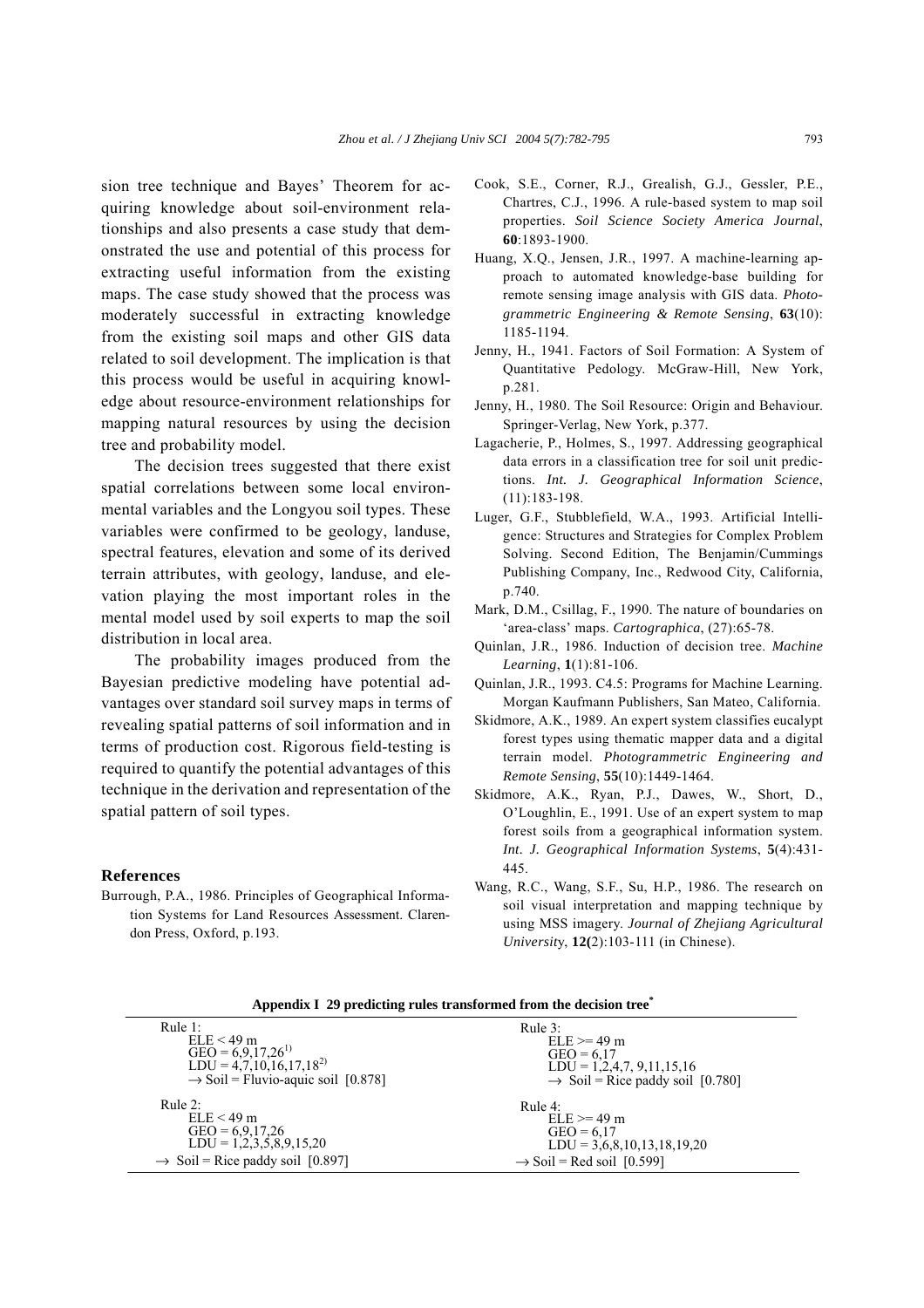sion tree technique and Bayes' Theorem for acquiring knowledge about soil-environment relationships and also presents a case study that demonstrated the use and potential of this process for extracting useful information from the existing maps. The case study showed that the process was moderately successful in extracting knowledge from the existing soil maps and other GIS data related to soil development. The implication is that this process would be useful in acquiring knowledge about resource-environment relationships for mapping natural resources by using the decision tree and probability model.

The decision trees suggested that there exist spatial correlations between some local environmental variables and the Longyou soil types. These variables were confirmed to be geology, landuse, spectral features, elevation and some of its derived terrain attributes, with geology, landuse, and elevation playing the most important roles in the mental model used by soil experts to map the soil distribution in local area.

The probability images produced from the Bayesian predictive modeling have potential advantages over standard soil survey maps in terms of revealing spatial patterns of soil information and in terms of production cost. Rigorous field-testing is required to quantify the potential advantages of this technique in the derivation and representation of the spatial pattern of soil types.

## References

Burrough, P.A., 1986. Principles of Geographical Information Systems for Land Resources Assessment. Clarendon Press, Oxford, p.193.

Cook, S.E., Corner, R.J., Grealish, G.J., Gessler, P.E., Chartres, C.J., 1996. A rule-based system to map soil properties. *Soil Science Society America Journal*, **60**:1893-1900.

Huang, X.Q., Jensen, J.R., 1997. A machine-learning approach to automated knowledge-base building for remote sensing image analysis with GIS data. *Photogrammetric Engineering & Remote Sensing*, **63**(10): 1185-1194.

Jenny, H., 1941. Factors of Soil Formation: A System of Quantitative Pedology. McGraw-Hill, New York, p.281.

Jenny, H., 1980. The Soil Resource: Origin and Behaviour. Springer-Verlag, New York, p.377.

Lagacherie, P., Holmes, S., 1997. Addressing geographical data errors in a classification tree for soil unit predictions. *Int. J. Geographical Information Science*, (11):183-198.

Luger, G.F., Stubblefield, W.A., 1993. Artificial Intelligence: Structures and Strategies for Complex Problem Solving. Second Edition, The Benjamin/Cummings Publishing Company, Inc., Redwood City, California, p.740.

Mark, D.M., Csillag, F., 1990. The nature of boundaries on 'area-class' maps. *Cartographica*, (27):65-78.

Quinlan, J.R., 1986. Induction of decision tree. *Machine Learning*, **1**(1):81-106.

Quinlan, J.R., 1993. C4.5: Programs for Machine Learning. Morgan Kaufmann Publishers, San Mateo, California.

Skidmore, A.K., 1989. An expert system classifies eucalypt forest types using thematic mapper data and a digital terrain model. *Photogrammetric Engineering and Remote Sensing*, **55**(10):1449-1464.

Skidmore, A.K., Ryan, P.J., Dawes, W., Short, D., O'Loughlin, E., 1991. Use of an expert system to map forest soils from a geographical information system. *Int. J. Geographical Information Systems*, **5**(4):431-445.

Wang, R.C., Wang, S.F., Su, H.P., 1986. The research on soil visual interpretation and mapping technique by using MSS imagery. *Journal of Zhejiang Agricultural University*, **12(**2):103-111 (in Chinese).

**Appendix I 29 predicting rules transformed from the decision tree***

| | |
|---|---|
| Rule 1:<br>ELE < 49 m<br>GEO = 6,9,17,26[1)]<br>LDU = 4,7,10,16,17,18[2)]<br>→ Soil = Fluvio-aquic soil [0.878] | Rule 3:<br>ELE >= 49 m<br>GEO = 6,17<br>LDU = 1,2,4,7, 9,11,15,16<br>→ Soil = Rice paddy soil [0.780] |
| Rule 2:<br>ELE < 49 m<br>GEO = 6,9,17,26<br>LDU = 1,2,3,5,8,9,15,20<br>→ Soil = Rice paddy soil [0.897] | Rule 4:<br>ELE >= 49 m<br>GEO = 6,17<br>LDU = 3,6,8,10,13,18,19,20<br>→ Soil = Red soil [0.599] |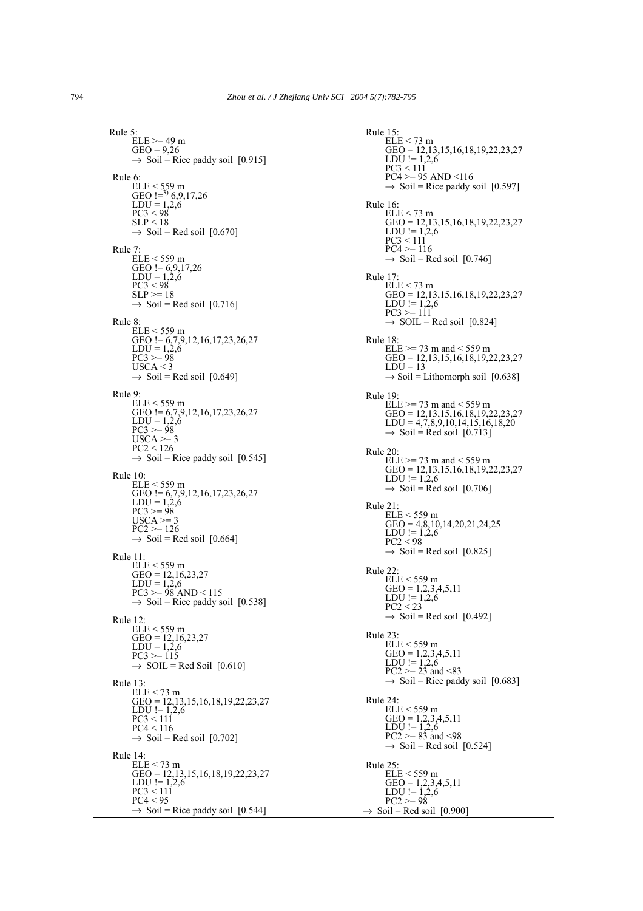Rule 5:
ELE >= 49 m
GEO = 9,26
→ Soil = Rice paddy soil [0.915]

Rule 6:
ELE < 559 m
GEO !=[3)] 6,9,17,26
LDU = 1,2,6
PC3 < 98
SLP < 18
→ Soil = Red soil [0.670]

Rule 7:
ELE < 559 m
GEO != 6,9,17,26
LDU = 1,2,6
PC3 < 98
SLP >= 18
→ Soil = Red soil [0.716]

Rule 8:
ELE < 559 m
GEO != 6,7,9,12,16,17,23,26,27
LDU = 1,2,6
PC3 >= 98
USCA < 3
→ Soil = Red soil [0.649]

Rule 9:
ELE < 559 m
GEO != 6,7,9,12,16,17,23,26,27
LDU = 1,2,6
PC3 >= 98
USCA >= 3
PC2 < 126
→ Soil = Rice paddy soil [0.545]

Rule 10:
ELE < 559 m
GEO != 6,7,9,12,16,17,23,26,27
LDU = 1,2,6
PC3 >= 98
USCA >= 3
PC2 >= 126
→ Soil = Red soil [0.664]

Rule 11:
ELE < 559 m
GEO = 12,16,23,27
LDU = 1,2,6
PC3 >= 98 AND < 115
→ Soil = Rice paddy soil [0.538]

Rule 12:
ELE < 559 m
GEO = 12,16,23,27
LDU = 1,2,6
PC3 >= 115
→ SOIL = Red Soil [0.610]

Rule 13:
ELE < 73 m
GEO = 12,13,15,16,18,19,22,23,27
LDU != 1,2,6
PC3 < 111
PC4 < 116
→ Soil = Red soil [0.702]

Rule 14:
ELE < 73 m
GEO = 12,13,15,16,18,19,22,23,27
LDU != 1,2,6
PC3 < 111
PC4 < 95
→ Soil = Rice paddy soil [0.544]

Rule 15:
ELE < 73 m
GEO = 12,13,15,16,18,19,22,23,27
LDU != 1,2,6
PC3 < 111
PC4 >= 95 AND <116
→ Soil = Rice paddy soil [0.597]

Rule 16:
ELE < 73 m
GEO = 12,13,15,16,18,19,22,23,27
LDU != 1,2,6
PC3 < 111
PC4 >= 116
→ Soil = Red soil [0.746]

Rule 17:
ELE < 73 m
GEO = 12,13,15,16,18,19,22,23,27
LDU != 1,2,6
PC3 >= 111
→ SOIL = Red soil [0.824]

Rule 18:
ELE >= 73 m and < 559 m
GEO = 12,13,15,16,18,19,22,23,27
LDU = 13
→ Soil = Lithomorph soil [0.638]

Rule 19:
ELE >= 73 m and < 559 m
GEO = 12,13,15,16,18,19,22,23,27
LDU = 4,7,8,9,10,14,15,16,18,20
→ Soil = Red soil [0.713]

Rule 20:
ELE >= 73 m and < 559 m
GEO = 12,13,15,16,18,19,22,23,27
LDU != 1,2,6
→ Soil = Red soil [0.706]

Rule 21:
ELE < 559 m
GEO = 4,8,10,14,20,21,24,25
LDU != 1,2,6
PC2 < 98
→ Soil = Red soil [0.825]

Rule 22:
ELE < 559 m
GEO = 1,2,3,4,5,11
LDU != 1,2,6
PC2 < 23
→ Soil = Red soil [0.492]

Rule 23:
ELE < 559 m
GEO = 1,2,3,4,5,11
LDU != 1,2,6
PC2 >= 23 and <83
→ Soil = Rice paddy soil [0.683]

Rule 24:
ELE < 559 m
GEO = 1,2,3,4,5,11
LDU != 1,2,6
PC2 >= 83 and <98
→ Soil = Red soil [0.524]

Rule 25:
ELE < 559 m
GEO = 1,2,3,4,5,11
LDU != 1,2,6
PC2 >= 98
→ Soil = Red soil [0.900]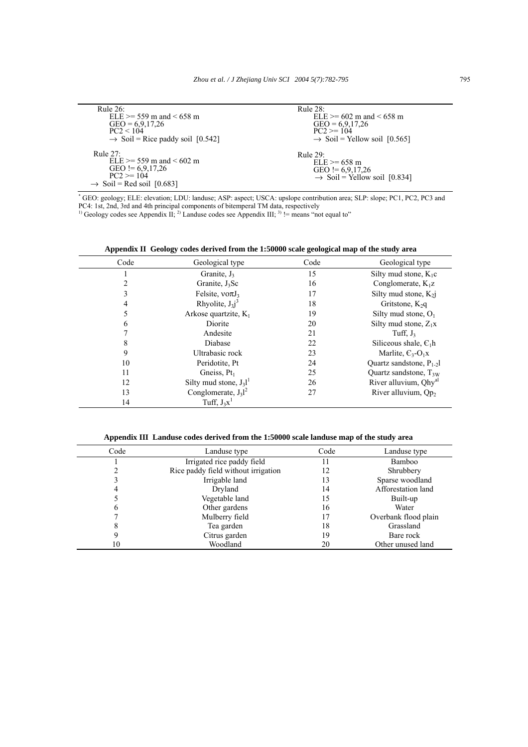Rule 26:
ELE >= 559 m and < 658 m
GEO = 6,9,17,26
PC2 < 104
→ Soil = Rice paddy soil [0.542]

Rule 27:
ELE >= 559 m and < 602 m
GEO != 6,9,17,26
PC2 >= 104
→ Soil = Red soil [0.683]

Rule 28:
ELE >= 602 m and < 658 m
GEO = 6,9,17,26
PC2 >= 104
→ Soil = Yellow soil [0.565]

Rule 29:
ELE >= 658 m
GEO != 6,9,17,26
→ Soil = Yellow soil [0.834]

[*] GEO: geology; ELE: elevation; LDU: landuse; ASP: aspect; USCA: upslope contribution area; SLP: slope; PC1, PC2, PC3 and PC4: 1st, 2nd, 3rd and 4th principal components of bitemperal TM data, respectively
[1)] Geology codes see Appendix II; [2)] Landuse codes see Appendix III; [3)] != means "not equal to"

**Appendix II Geology codes derived from the 1:50000 scale geological map of the study area**

| Code | Geological type | Code | Geological type |
|---|---|---|---|
| 1 | Granite, $J_3$ | 15 | Silty mud stone, $K_1c$ |
| 2 | Granite, $J_3Sc$ | 16 | Conglomerate, $K_1z$ |
| 3 | Felsite, $\nu o \pi J_3$ | 17 | Silty mud stone, $K_2j$ |
| 4 | Rhyolite, $J_3j^3$ | 18 | Gritstone, $K_2q$ |
| 5 | Arkose quartzite, $K_1$ | 19 | Silty mud stone, $O_1$ |
| 6 | Diorite | 20 | Silty mud stone, $Z_1x$ |
| 7 | Andesite | 21 | Tuff, $J_3$ |
| 8 | Diabase | 22 | Siliceous shale, $Є_1h$ |
| 9 | Ultrabasic rock | 23 | Marlite, $Є_3$-$O_1x$ |
| 10 | Peridotite, Pt | 24 | Quartz sandstone, $P_{1\text{-}2}l$ |
| 11 | Gneiss, $Pt_1$ | 25 | Quartz sandstone, $T_{3W}$ |
| 12 | Silty mud stone, $J_3l^1$ | 26 | River alluvium, $Qhy^{al}$ |
| 13 | Conglomerate, $J_3l^2$ | 27 | River alluvium, $Qp_2$ |
| 14 | Tuff, $J_3x^1$ | | |

**Appendix III Landuse codes derived from the 1:50000 scale landuse map of the study area**

| Code | Landuse type | Code | Landuse type |
|---|---|---|---|
| 1 | Irrigated rice paddy field | 11 | Bamboo |
| 2 | Rice paddy field without irrigation | 12 | Shrubbery |
| 3 | Irrigable land | 13 | Sparse woodland |
| 4 | Dryland | 14 | Afforestation land |
| 5 | Vegetable land | 15 | Built-up |
| 6 | Other gardens | 16 | Water |
| 7 | Mulberry field | 17 | Overbank flood plain |
| 8 | Tea garden | 18 | Grassland |
| 9 | Citrus garden | 19 | Bare rock |
| 10 | Woodland | 20 | Other unused land |